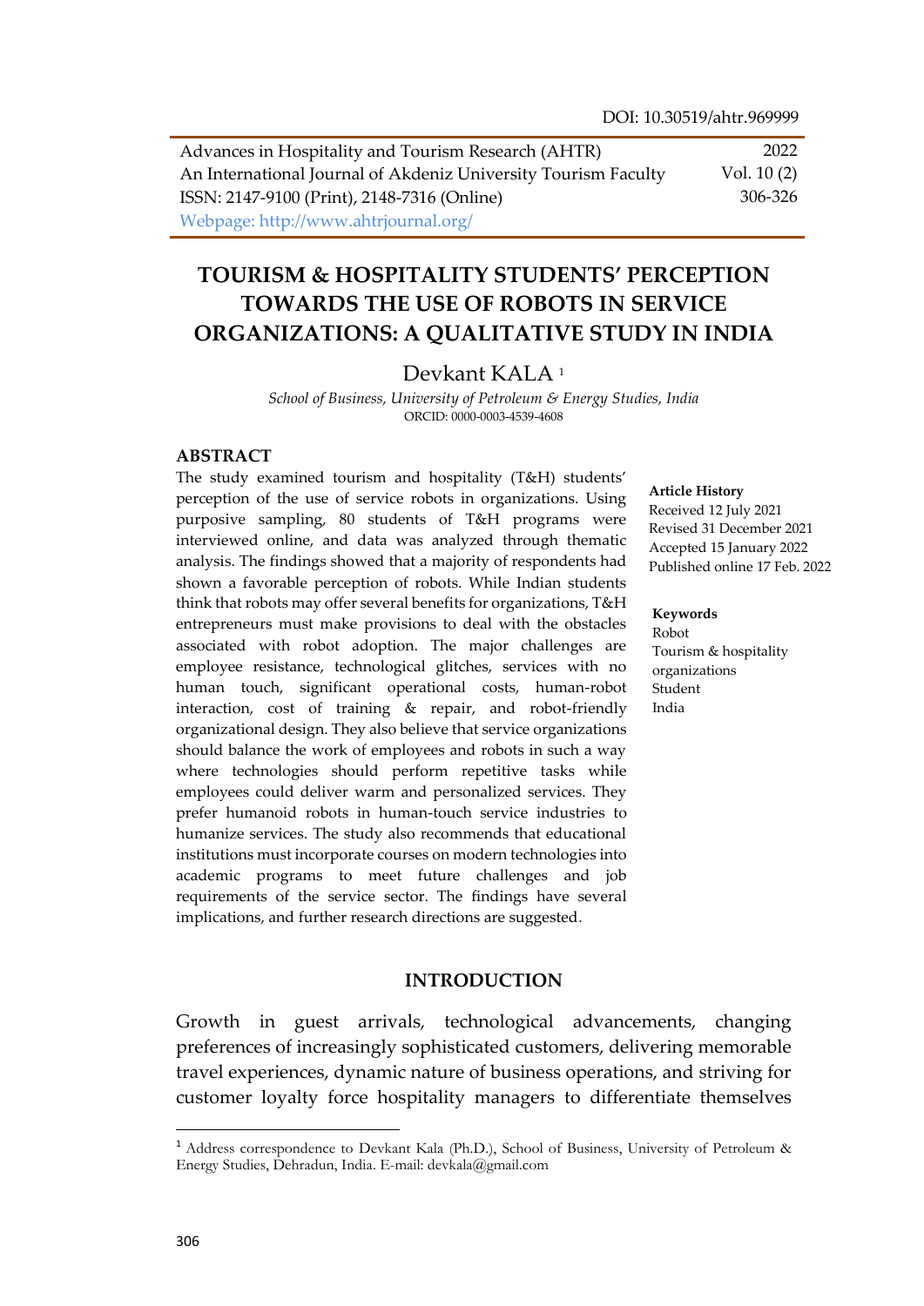DOI: 10.30519/ahtr.969999

Advances in Hospitality and Tourism Research (AHTR)
An International Journal of Akdeniz University Tourism Faculty
ISSN: 2147-9100 (Print), 2148-7316 (Online)
Webpage: http://www.ahtrjournal.org/

2022
Vol. 10 (2)
306-326

# TOURISM & HOSPITALITY STUDENTS' PERCEPTION TOWARDS THE USE OF ROBOTS IN SERVICE ORGANIZATIONS: A QUALITATIVE STUDY IN INDIA

Devkant KALA [1]

*School of Business, University of Petroleum & Energy Studies, India*
ORCID: 0000-0003-4539-4608

## ABSTRACT

The study examined tourism and hospitality (T&H) students' perception of the use of service robots in organizations. Using purposive sampling, 80 students of T&H programs were interviewed online, and data was analyzed through thematic analysis. The findings showed that a majority of respondents had shown a favorable perception of robots. While Indian students think that robots may offer several benefits for organizations, T&H entrepreneurs must make provisions to deal with the obstacles associated with robot adoption. The major challenges are employee resistance, technological glitches, services with no human touch, significant operational costs, human-robot interaction, cost of training & repair, and robot-friendly organizational design. They also believe that service organizations should balance the work of employees and robots in such a way where technologies should perform repetitive tasks while employees could deliver warm and personalized services. They prefer humanoid robots in human-touch service industries to humanize services. The study also recommends that educational institutions must incorporate courses on modern technologies into academic programs to meet future challenges and job requirements of the service sector. The findings have several implications, and further research directions are suggested.

**Article History**
Received 12 July 2021
Revised 31 December 2021
Accepted 15 January 2022
Published online 17 Feb. 2022

**Keywords**
Robot
Tourism & hospitality organizations
Student
India

## INTRODUCTION

Growth in guest arrivals, technological advancements, changing preferences of increasingly sophisticated customers, delivering memorable travel experiences, dynamic nature of business operations, and striving for customer loyalty force hospitality managers to differentiate themselves

[1] Address correspondence to Devkant Kala (Ph.D.), School of Business, University of Petroleum & Energy Studies, Dehradun, India. E-mail: devkala@gmail.com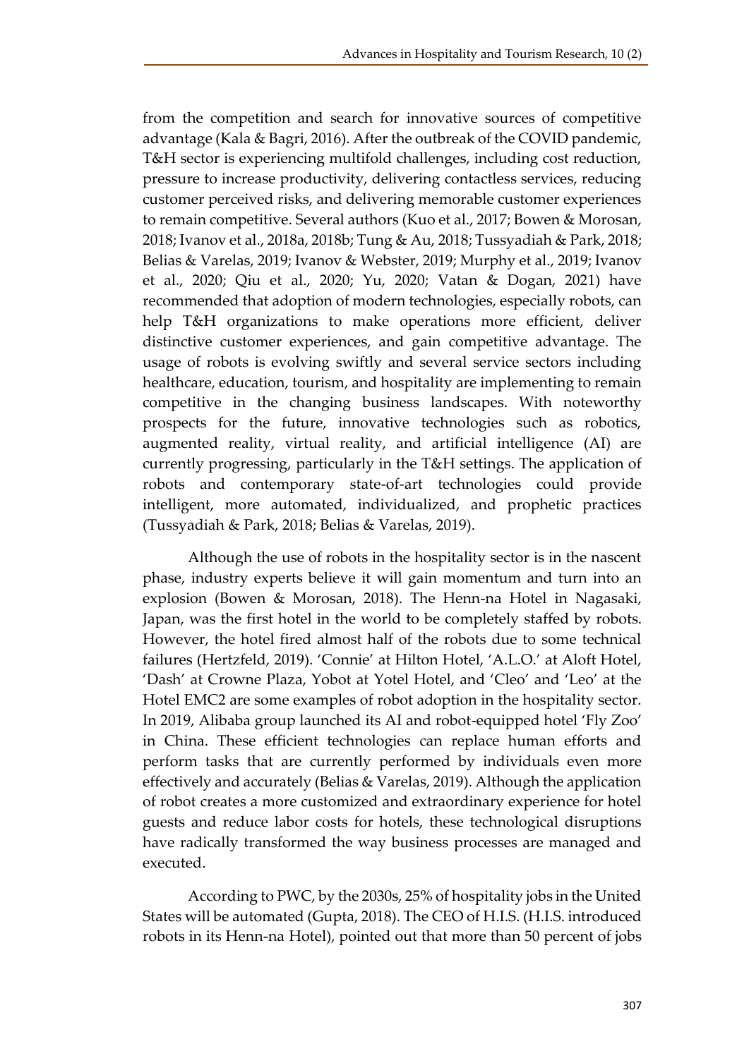from the competition and search for innovative sources of competitive advantage (Kala & Bagri, 2016). After the outbreak of the COVID pandemic, T&H sector is experiencing multifold challenges, including cost reduction, pressure to increase productivity, delivering contactless services, reducing customer perceived risks, and delivering memorable customer experiences to remain competitive. Several authors (Kuo et al., 2017; Bowen & Morosan, 2018; Ivanov et al., 2018a, 2018b; Tung & Au, 2018; Tussyadiah & Park, 2018; Belias & Varelas, 2019; Ivanov & Webster, 2019; Murphy et al., 2019; Ivanov et al., 2020; Qiu et al., 2020; Yu, 2020; Vatan & Dogan, 2021) have recommended that adoption of modern technologies, especially robots, can help T&H organizations to make operations more efficient, deliver distinctive customer experiences, and gain competitive advantage. The usage of robots is evolving swiftly and several service sectors including healthcare, education, tourism, and hospitality are implementing to remain competitive in the changing business landscapes. With noteworthy prospects for the future, innovative technologies such as robotics, augmented reality, virtual reality, and artificial intelligence (AI) are currently progressing, particularly in the T&H settings. The application of robots and contemporary state-of-art technologies could provide intelligent, more automated, individualized, and prophetic practices (Tussyadiah & Park, 2018; Belias & Varelas, 2019).

Although the use of robots in the hospitality sector is in the nascent phase, industry experts believe it will gain momentum and turn into an explosion (Bowen & Morosan, 2018). The Henn-na Hotel in Nagasaki, Japan, was the first hotel in the world to be completely staffed by robots. However, the hotel fired almost half of the robots due to some technical failures (Hertzfeld, 2019). 'Connie' at Hilton Hotel, 'A.L.O.' at Aloft Hotel, 'Dash' at Crowne Plaza, Yobot at Yotel Hotel, and 'Cleo' and 'Leo' at the Hotel EMC2 are some examples of robot adoption in the hospitality sector. In 2019, Alibaba group launched its AI and robot-equipped hotel 'Fly Zoo' in China. These efficient technologies can replace human efforts and perform tasks that are currently performed by individuals even more effectively and accurately (Belias & Varelas, 2019). Although the application of robot creates a more customized and extraordinary experience for hotel guests and reduce labor costs for hotels, these technological disruptions have radically transformed the way business processes are managed and executed.

According to PWC, by the 2030s, 25% of hospitality jobs in the United States will be automated (Gupta, 2018). The CEO of H.I.S. (H.I.S. introduced robots in its Henn-na Hotel), pointed out that more than 50 percent of jobs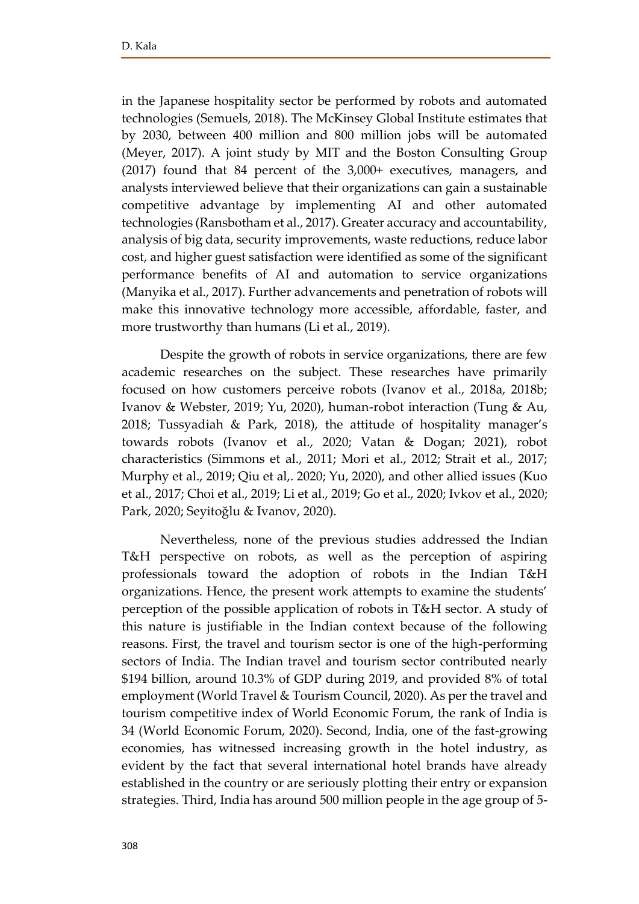in the Japanese hospitality sector be performed by robots and automated technologies (Semuels, 2018). The McKinsey Global Institute estimates that by 2030, between 400 million and 800 million jobs will be automated (Meyer, 2017). A joint study by MIT and the Boston Consulting Group (2017) found that 84 percent of the 3,000+ executives, managers, and analysts interviewed believe that their organizations can gain a sustainable competitive advantage by implementing AI and other automated technologies (Ransbotham et al., 2017). Greater accuracy and accountability, analysis of big data, security improvements, waste reductions, reduce labor cost, and higher guest satisfaction were identified as some of the significant performance benefits of AI and automation to service organizations (Manyika et al., 2017). Further advancements and penetration of robots will make this innovative technology more accessible, affordable, faster, and more trustworthy than humans (Li et al., 2019).

Despite the growth of robots in service organizations, there are few academic researches on the subject. These researches have primarily focused on how customers perceive robots (Ivanov et al., 2018a, 2018b; Ivanov & Webster, 2019; Yu, 2020), human-robot interaction (Tung & Au, 2018; Tussyadiah & Park, 2018), the attitude of hospitality manager's towards robots (Ivanov et al., 2020; Vatan & Dogan; 2021), robot characteristics (Simmons et al., 2011; Mori et al., 2012; Strait et al., 2017; Murphy et al., 2019; Qiu et al,. 2020; Yu, 2020), and other allied issues (Kuo et al., 2017; Choi et al., 2019; Li et al., 2019; Go et al., 2020; Ivkov et al., 2020; Park, 2020; Seyitoğlu & Ivanov, 2020).

Nevertheless, none of the previous studies addressed the Indian T&H perspective on robots, as well as the perception of aspiring professionals toward the adoption of robots in the Indian T&H organizations. Hence, the present work attempts to examine the students' perception of the possible application of robots in T&H sector. A study of this nature is justifiable in the Indian context because of the following reasons. First, the travel and tourism sector is one of the high-performing sectors of India. The Indian travel and tourism sector contributed nearly $194 billion, around 10.3% of GDP during 2019, and provided 8% of total employment (World Travel & Tourism Council, 2020). As per the travel and tourism competitive index of World Economic Forum, the rank of India is 34 (World Economic Forum, 2020). Second, India, one of the fast-growing economies, has witnessed increasing growth in the hotel industry, as evident by the fact that several international hotel brands have already established in the country or are seriously plotting their entry or expansion strategies. Third, India has around 500 million people in the age group of 5-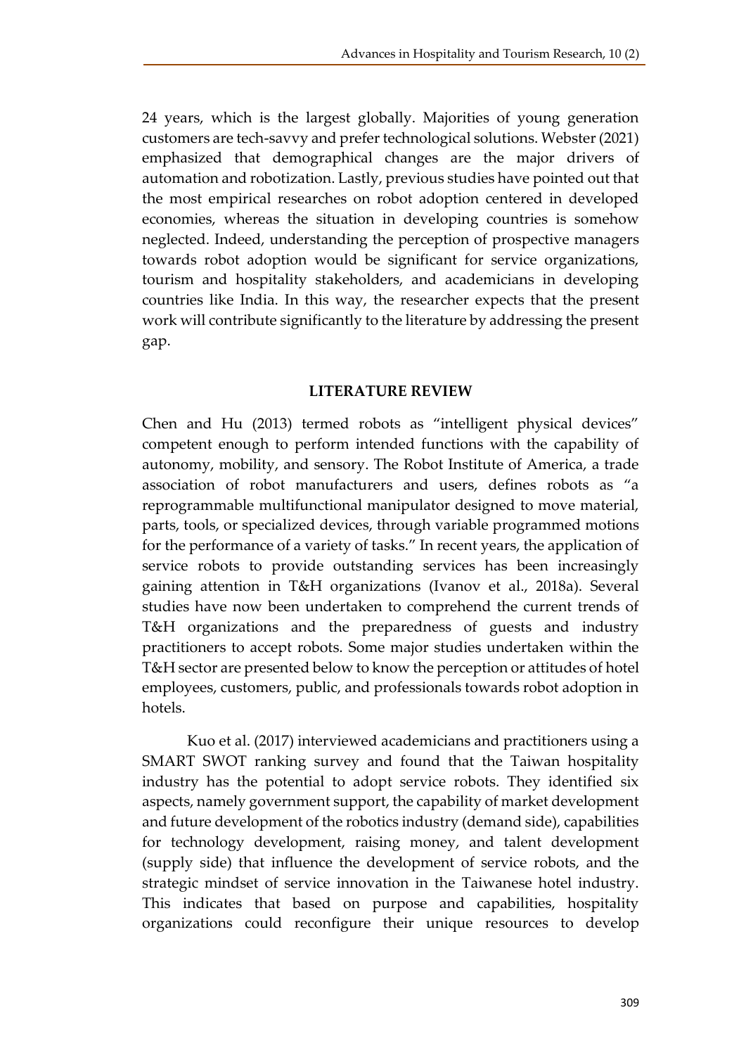24 years, which is the largest globally. Majorities of young generation customers are tech-savvy and prefer technological solutions. Webster (2021) emphasized that demographical changes are the major drivers of automation and robotization. Lastly, previous studies have pointed out that the most empirical researches on robot adoption centered in developed economies, whereas the situation in developing countries is somehow neglected. Indeed, understanding the perception of prospective managers towards robot adoption would be significant for service organizations, tourism and hospitality stakeholders, and academicians in developing countries like India. In this way, the researcher expects that the present work will contribute significantly to the literature by addressing the present gap.

## LITERATURE REVIEW

Chen and Hu (2013) termed robots as "intelligent physical devices" competent enough to perform intended functions with the capability of autonomy, mobility, and sensory. The Robot Institute of America, a trade association of robot manufacturers and users, defines robots as "a reprogrammable multifunctional manipulator designed to move material, parts, tools, or specialized devices, through variable programmed motions for the performance of a variety of tasks." In recent years, the application of service robots to provide outstanding services has been increasingly gaining attention in T&H organizations (Ivanov et al., 2018a). Several studies have now been undertaken to comprehend the current trends of T&H organizations and the preparedness of guests and industry practitioners to accept robots. Some major studies undertaken within the T&H sector are presented below to know the perception or attitudes of hotel employees, customers, public, and professionals towards robot adoption in hotels.

Kuo et al. (2017) interviewed academicians and practitioners using a SMART SWOT ranking survey and found that the Taiwan hospitality industry has the potential to adopt service robots. They identified six aspects, namely government support, the capability of market development and future development of the robotics industry (demand side), capabilities for technology development, raising money, and talent development (supply side) that influence the development of service robots, and the strategic mindset of service innovation in the Taiwanese hotel industry. This indicates that based on purpose and capabilities, hospitality organizations could reconfigure their unique resources to develop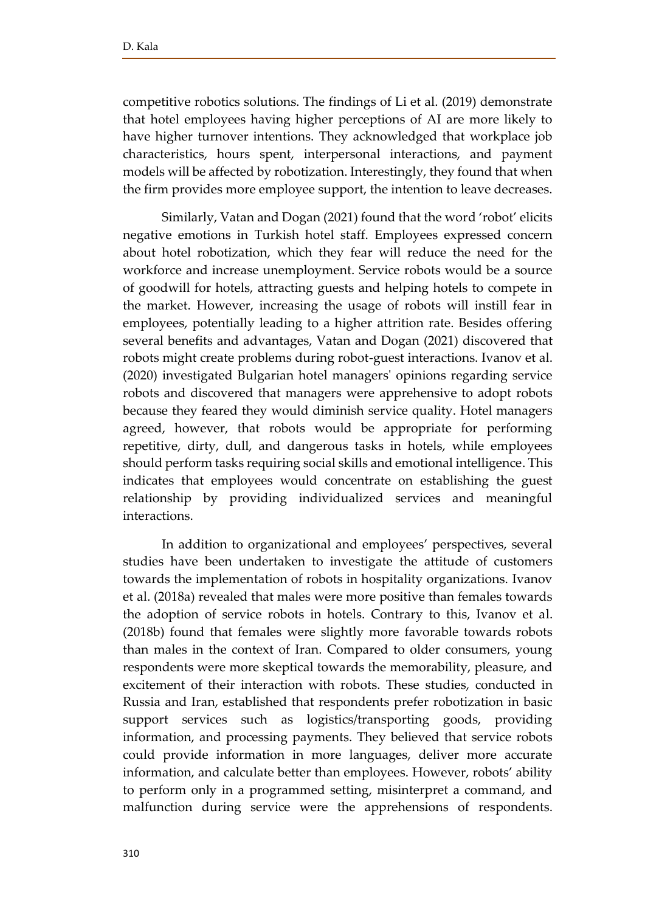competitive robotics solutions. The findings of Li et al. (2019) demonstrate that hotel employees having higher perceptions of AI are more likely to have higher turnover intentions. They acknowledged that workplace job characteristics, hours spent, interpersonal interactions, and payment models will be affected by robotization. Interestingly, they found that when the firm provides more employee support, the intention to leave decreases.

Similarly, Vatan and Dogan (2021) found that the word 'robot' elicits negative emotions in Turkish hotel staff. Employees expressed concern about hotel robotization, which they fear will reduce the need for the workforce and increase unemployment. Service robots would be a source of goodwill for hotels, attracting guests and helping hotels to compete in the market. However, increasing the usage of robots will instill fear in employees, potentially leading to a higher attrition rate. Besides offering several benefits and advantages, Vatan and Dogan (2021) discovered that robots might create problems during robot-guest interactions. Ivanov et al. (2020) investigated Bulgarian hotel managers' opinions regarding service robots and discovered that managers were apprehensive to adopt robots because they feared they would diminish service quality. Hotel managers agreed, however, that robots would be appropriate for performing repetitive, dirty, dull, and dangerous tasks in hotels, while employees should perform tasks requiring social skills and emotional intelligence. This indicates that employees would concentrate on establishing the guest relationship by providing individualized services and meaningful interactions.

In addition to organizational and employees' perspectives, several studies have been undertaken to investigate the attitude of customers towards the implementation of robots in hospitality organizations. Ivanov et al. (2018a) revealed that males were more positive than females towards the adoption of service robots in hotels. Contrary to this, Ivanov et al. (2018b) found that females were slightly more favorable towards robots than males in the context of Iran. Compared to older consumers, young respondents were more skeptical towards the memorability, pleasure, and excitement of their interaction with robots. These studies, conducted in Russia and Iran, established that respondents prefer robotization in basic support services such as logistics/transporting goods, providing information, and processing payments. They believed that service robots could provide information in more languages, deliver more accurate information, and calculate better than employees. However, robots' ability to perform only in a programmed setting, misinterpret a command, and malfunction during service were the apprehensions of respondents.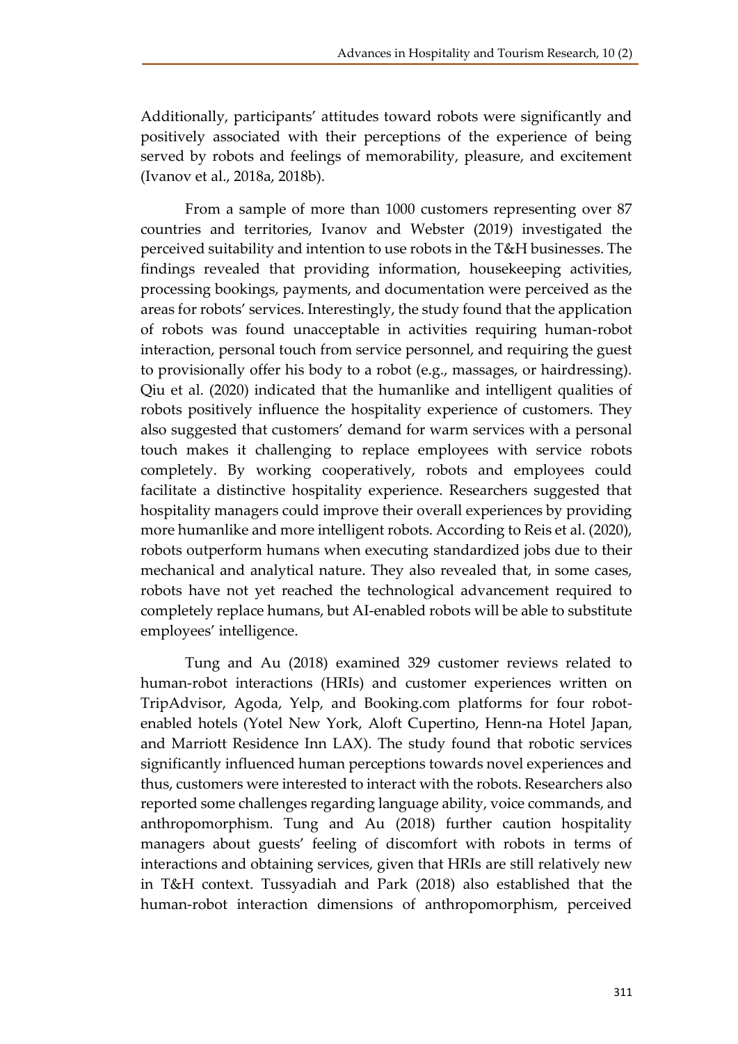Additionally, participants' attitudes toward robots were significantly and positively associated with their perceptions of the experience of being served by robots and feelings of memorability, pleasure, and excitement (Ivanov et al., 2018a, 2018b).

From a sample of more than 1000 customers representing over 87 countries and territories, Ivanov and Webster (2019) investigated the perceived suitability and intention to use robots in the T&H businesses. The findings revealed that providing information, housekeeping activities, processing bookings, payments, and documentation were perceived as the areas for robots' services. Interestingly, the study found that the application of robots was found unacceptable in activities requiring human-robot interaction, personal touch from service personnel, and requiring the guest to provisionally offer his body to a robot (e.g., massages, or hairdressing). Qiu et al. (2020) indicated that the humanlike and intelligent qualities of robots positively influence the hospitality experience of customers. They also suggested that customers' demand for warm services with a personal touch makes it challenging to replace employees with service robots completely. By working cooperatively, robots and employees could facilitate a distinctive hospitality experience. Researchers suggested that hospitality managers could improve their overall experiences by providing more humanlike and more intelligent robots. According to Reis et al. (2020), robots outperform humans when executing standardized jobs due to their mechanical and analytical nature. They also revealed that, in some cases, robots have not yet reached the technological advancement required to completely replace humans, but AI-enabled robots will be able to substitute employees' intelligence.

Tung and Au (2018) examined 329 customer reviews related to human-robot interactions (HRIs) and customer experiences written on TripAdvisor, Agoda, Yelp, and Booking.com platforms for four robot-enabled hotels (Yotel New York, Aloft Cupertino, Henn-na Hotel Japan, and Marriott Residence Inn LAX). The study found that robotic services significantly influenced human perceptions towards novel experiences and thus, customers were interested to interact with the robots. Researchers also reported some challenges regarding language ability, voice commands, and anthropomorphism. Tung and Au (2018) further caution hospitality managers about guests' feeling of discomfort with robots in terms of interactions and obtaining services, given that HRIs are still relatively new in T&H context. Tussyadiah and Park (2018) also established that the human-robot interaction dimensions of anthropomorphism, perceived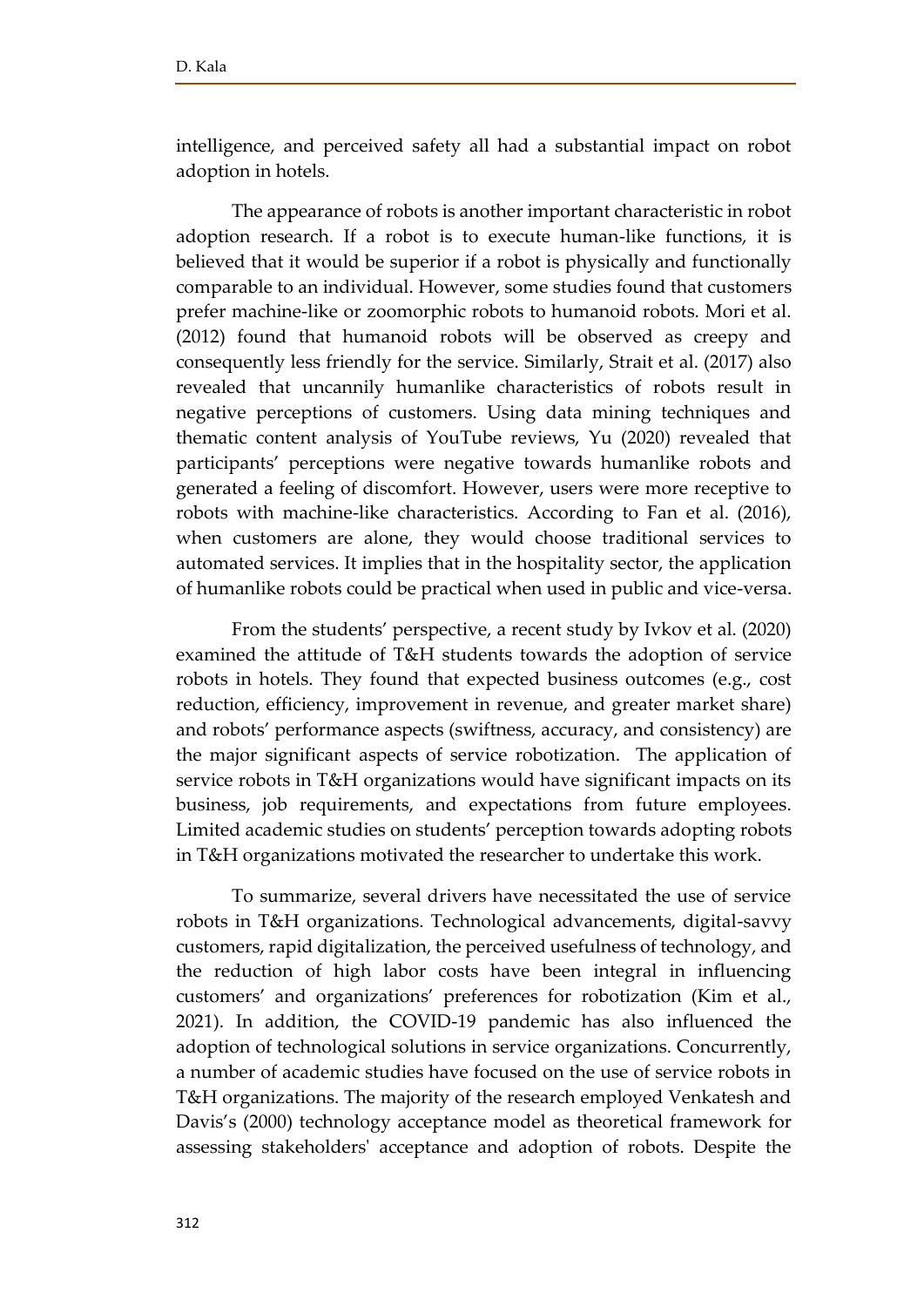intelligence, and perceived safety all had a substantial impact on robot adoption in hotels.

The appearance of robots is another important characteristic in robot adoption research. If a robot is to execute human-like functions, it is believed that it would be superior if a robot is physically and functionally comparable to an individual. However, some studies found that customers prefer machine-like or zoomorphic robots to humanoid robots. Mori et al. (2012) found that humanoid robots will be observed as creepy and consequently less friendly for the service. Similarly, Strait et al. (2017) also revealed that uncannily humanlike characteristics of robots result in negative perceptions of customers. Using data mining techniques and thematic content analysis of YouTube reviews, Yu (2020) revealed that participants' perceptions were negative towards humanlike robots and generated a feeling of discomfort. However, users were more receptive to robots with machine-like characteristics. According to Fan et al. (2016), when customers are alone, they would choose traditional services to automated services. It implies that in the hospitality sector, the application of humanlike robots could be practical when used in public and vice-versa.

From the students' perspective, a recent study by Ivkov et al. (2020) examined the attitude of T&H students towards the adoption of service robots in hotels. They found that expected business outcomes (e.g., cost reduction, efficiency, improvement in revenue, and greater market share) and robots' performance aspects (swiftness, accuracy, and consistency) are the major significant aspects of service robotization. The application of service robots in T&H organizations would have significant impacts on its business, job requirements, and expectations from future employees. Limited academic studies on students' perception towards adopting robots in T&H organizations motivated the researcher to undertake this work.

To summarize, several drivers have necessitated the use of service robots in T&H organizations. Technological advancements, digital-savvy customers, rapid digitalization, the perceived usefulness of technology, and the reduction of high labor costs have been integral in influencing customers' and organizations' preferences for robotization (Kim et al., 2021). In addition, the COVID-19 pandemic has also influenced the adoption of technological solutions in service organizations. Concurrently, a number of academic studies have focused on the use of service robots in T&H organizations. The majority of the research employed Venkatesh and Davis's (2000) technology acceptance model as theoretical framework for assessing stakeholders' acceptance and adoption of robots. Despite the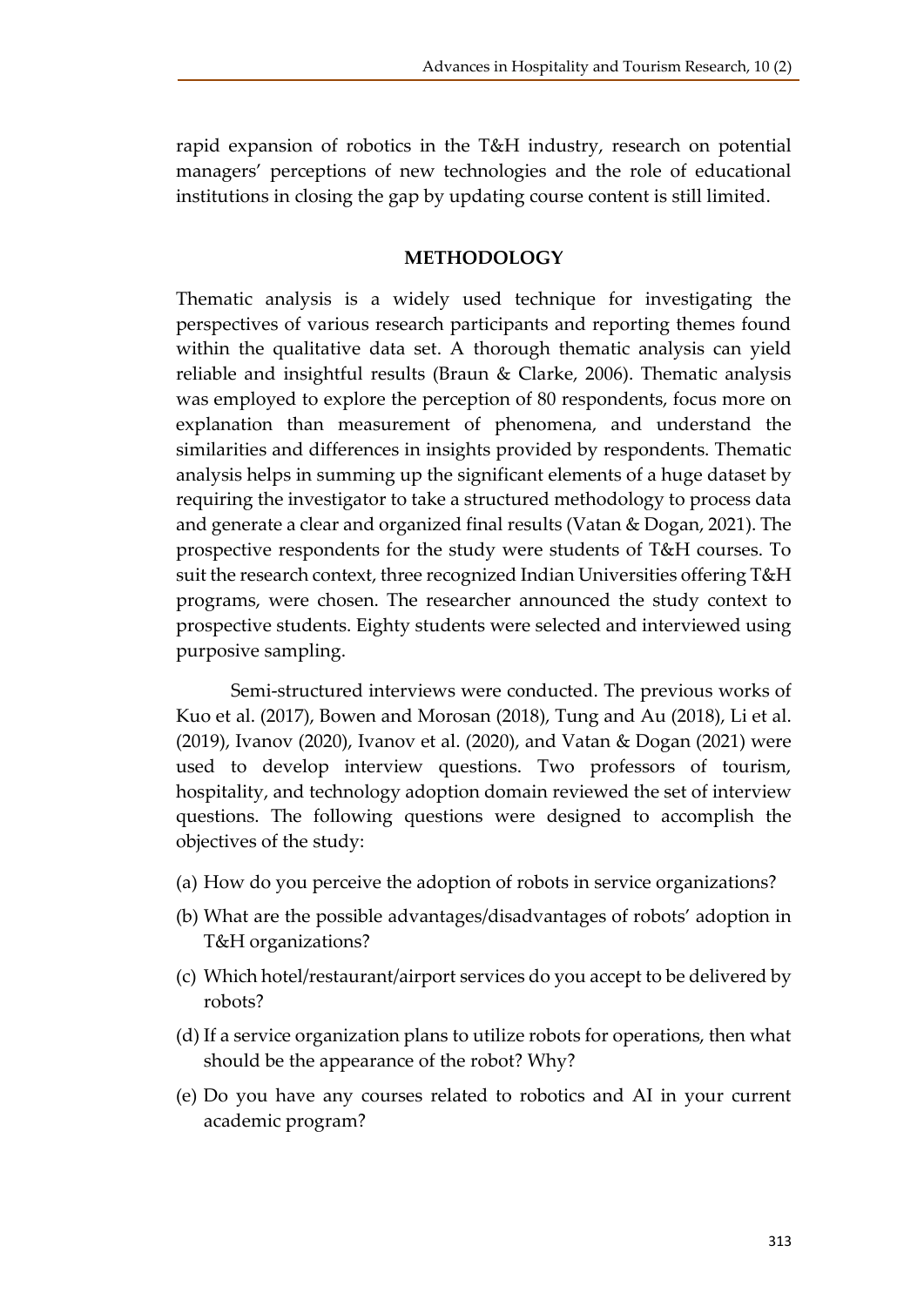rapid expansion of robotics in the T&H industry, research on potential managers' perceptions of new technologies and the role of educational institutions in closing the gap by updating course content is still limited.

## METHODOLOGY

Thematic analysis is a widely used technique for investigating the perspectives of various research participants and reporting themes found within the qualitative data set. A thorough thematic analysis can yield reliable and insightful results (Braun & Clarke, 2006). Thematic analysis was employed to explore the perception of 80 respondents, focus more on explanation than measurement of phenomena, and understand the similarities and differences in insights provided by respondents. Thematic analysis helps in summing up the significant elements of a huge dataset by requiring the investigator to take a structured methodology to process data and generate a clear and organized final results (Vatan & Dogan, 2021). The prospective respondents for the study were students of T&H courses. To suit the research context, three recognized Indian Universities offering T&H programs, were chosen. The researcher announced the study context to prospective students. Eighty students were selected and interviewed using purposive sampling.

Semi-structured interviews were conducted. The previous works of Kuo et al. (2017), Bowen and Morosan (2018), Tung and Au (2018), Li et al. (2019), Ivanov (2020), Ivanov et al. (2020), and Vatan & Dogan (2021) were used to develop interview questions. Two professors of tourism, hospitality, and technology adoption domain reviewed the set of interview questions. The following questions were designed to accomplish the objectives of the study:

(a) How do you perceive the adoption of robots in service organizations?

(b) What are the possible advantages/disadvantages of robots' adoption in T&H organizations?

(c) Which hotel/restaurant/airport services do you accept to be delivered by robots?

(d) If a service organization plans to utilize robots for operations, then what should be the appearance of the robot? Why?

(e) Do you have any courses related to robotics and AI in your current academic program?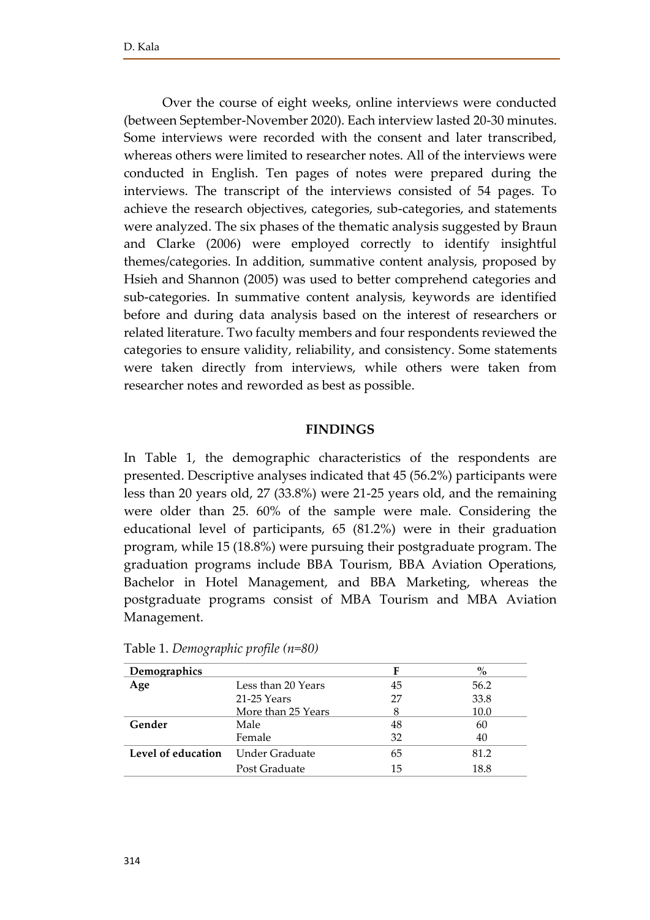Over the course of eight weeks, online interviews were conducted (between September-November 2020). Each interview lasted 20-30 minutes. Some interviews were recorded with the consent and later transcribed, whereas others were limited to researcher notes. All of the interviews were conducted in English. Ten pages of notes were prepared during the interviews. The transcript of the interviews consisted of 54 pages. To achieve the research objectives, categories, sub-categories, and statements were analyzed. The six phases of the thematic analysis suggested by Braun and Clarke (2006) were employed correctly to identify insightful themes/categories. In addition, summative content analysis, proposed by Hsieh and Shannon (2005) was used to better comprehend categories and sub-categories. In summative content analysis, keywords are identified before and during data analysis based on the interest of researchers or related literature. Two faculty members and four respondents reviewed the categories to ensure validity, reliability, and consistency. Some statements were taken directly from interviews, while others were taken from researcher notes and reworded as best as possible.

## FINDINGS

In Table 1, the demographic characteristics of the respondents are presented. Descriptive analyses indicated that 45 (56.2%) participants were less than 20 years old, 27 (33.8%) were 21-25 years old, and the remaining were older than 25. 60% of the sample were male. Considering the educational level of participants, 65 (81.2%) were in their graduation program, while 15 (18.8%) were pursuing their postgraduate program. The graduation programs include BBA Tourism, BBA Aviation Operations, Bachelor in Hotel Management, and BBA Marketing, whereas the postgraduate programs consist of MBA Tourism and MBA Aviation Management.

Table 1. *Demographic profile (n=80)*

| Demographics | | F | % |
|---|---|---|---|
| **Age** | Less than 20 Years | 45 | 56.2 |
| | 21-25 Years | 27 | 33.8 |
| | More than 25 Years | 8 | 10.0 |
| **Gender** | Male | 48 | 60 |
| | Female | 32 | 40 |
| **Level of education** | Under Graduate | 65 | 81.2 |
| | Post Graduate | 15 | 18.8 |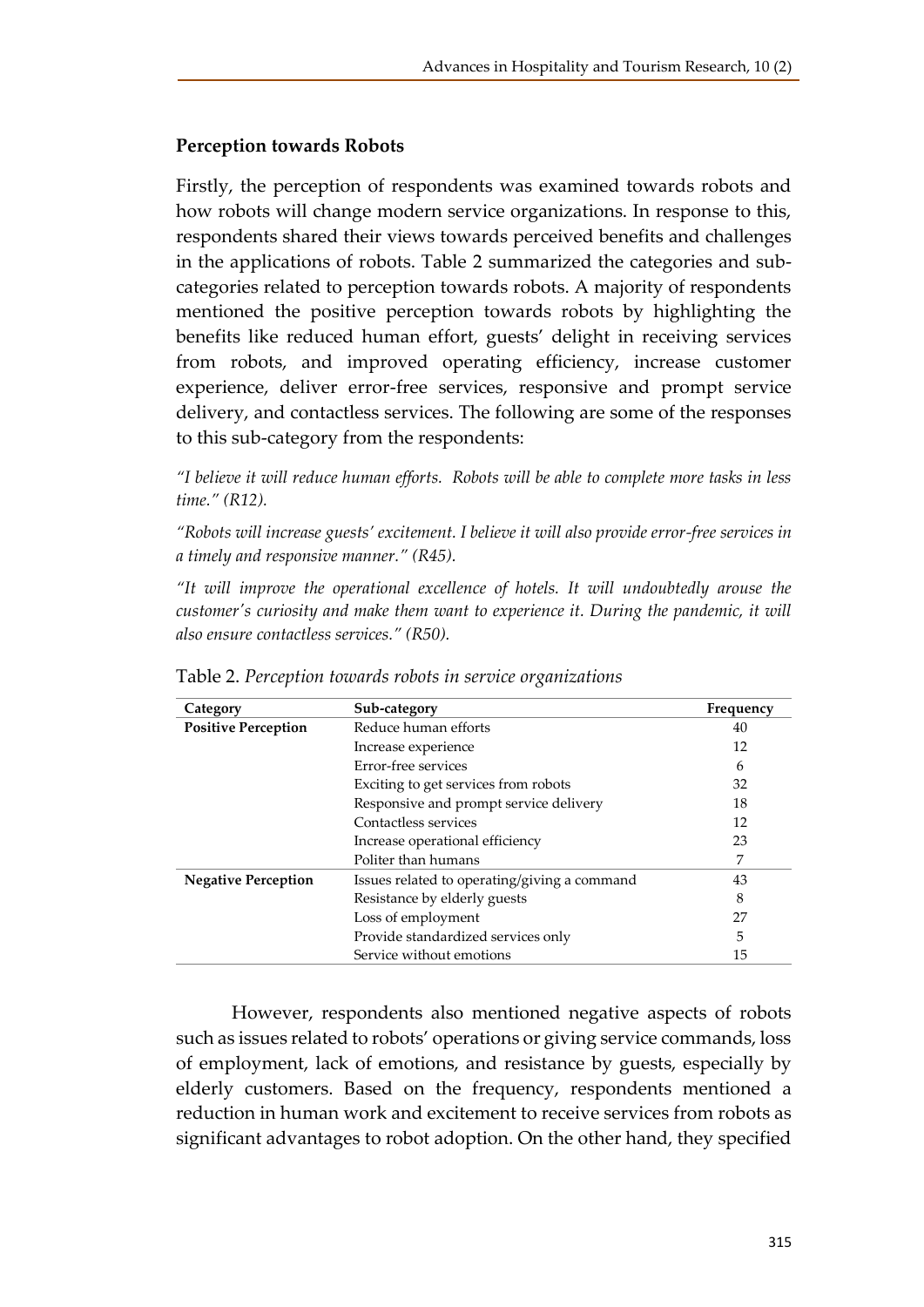### Perception towards Robots

Firstly, the perception of respondents was examined towards robots and how robots will change modern service organizations. In response to this, respondents shared their views towards perceived benefits and challenges in the applications of robots. Table 2 summarized the categories and sub-categories related to perception towards robots. A majority of respondents mentioned the positive perception towards robots by highlighting the benefits like reduced human effort, guests' delight in receiving services from robots, and improved operating efficiency, increase customer experience, deliver error-free services, responsive and prompt service delivery, and contactless services. The following are some of the responses to this sub-category from the respondents:

*"I believe it will reduce human efforts. Robots will be able to complete more tasks in less time." (R12).*

*"Robots will increase guests' excitement. I believe it will also provide error-free services in a timely and responsive manner." (R45).*

*"It will improve the operational excellence of hotels. It will undoubtedly arouse the customer's curiosity and make them want to experience it. During the pandemic, it will also ensure contactless services." (R50).*

Table 2. *Perception towards robots in service organizations*

| Category | Sub-category | Frequency |
|---|---|---|
| **Positive Perception** | Reduce human efforts | 40 |
| | Increase experience | 12 |
| | Error-free services | 6 |
| | Exciting to get services from robots | 32 |
| | Responsive and prompt service delivery | 18 |
| | Contactless services | 12 |
| | Increase operational efficiency | 23 |
| | Politer than humans | 7 |
| **Negative Perception** | Issues related to operating/giving a command | 43 |
| | Resistance by elderly guests | 8 |
| | Loss of employment | 27 |
| | Provide standardized services only | 5 |
| | Service without emotions | 15 |

However, respondents also mentioned negative aspects of robots such as issues related to robots' operations or giving service commands, loss of employment, lack of emotions, and resistance by guests, especially by elderly customers. Based on the frequency, respondents mentioned a reduction in human work and excitement to receive services from robots as significant advantages to robot adoption. On the other hand, they specified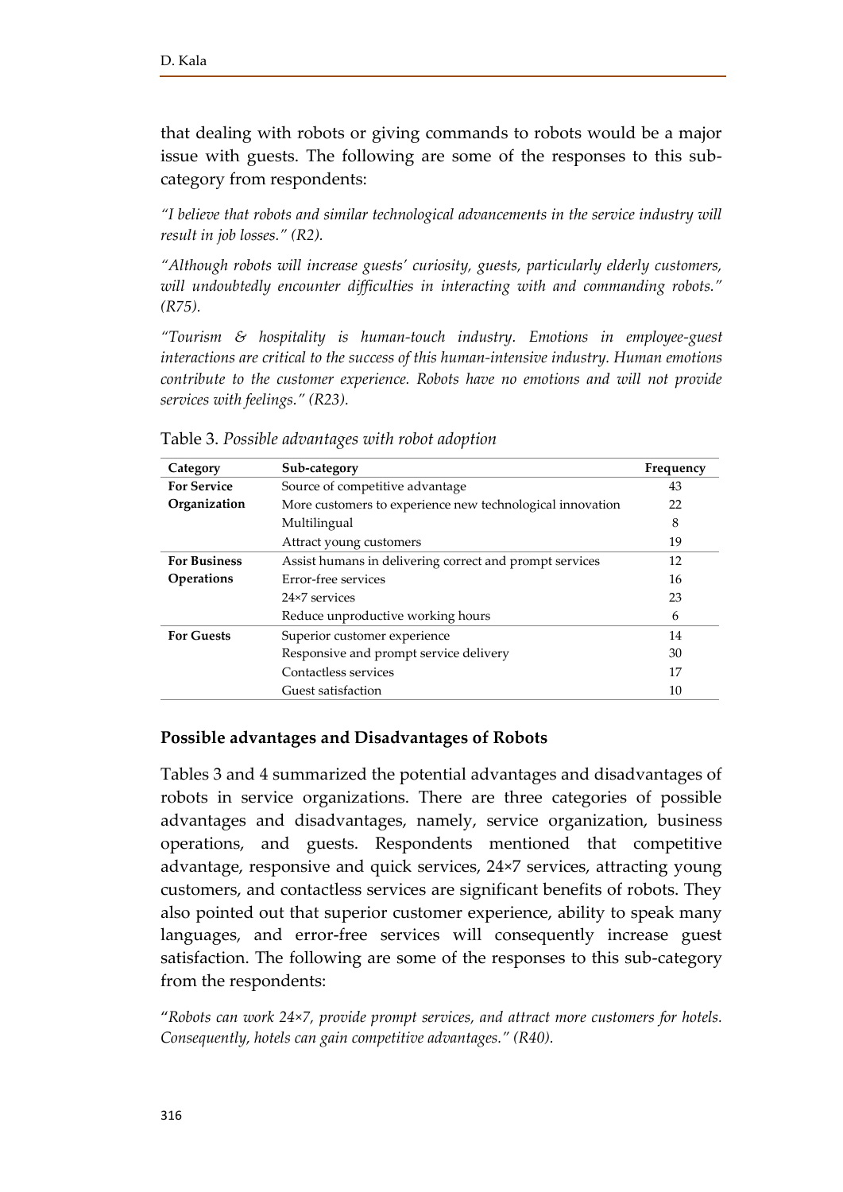that dealing with robots or giving commands to robots would be a major issue with guests. The following are some of the responses to this sub-category from respondents:

*"I believe that robots and similar technological advancements in the service industry will result in job losses." (R2).*

*"Although robots will increase guests' curiosity, guests, particularly elderly customers, will undoubtedly encounter difficulties in interacting with and commanding robots." (R75).*

*"Tourism & hospitality is human-touch industry. Emotions in employee-guest interactions are critical to the success of this human-intensive industry. Human emotions contribute to the customer experience. Robots have no emotions and will not provide services with feelings." (R23).*

Table 3. *Possible advantages with robot adoption*

| Category | Sub-category | Frequency |
|---|---|---|
| **For Service Organization** | Source of competitive advantage | 43 |
| | More customers to experience new technological innovation | 22 |
| | Multilingual | 8 |
| | Attract young customers | 19 |
| **For Business Operations** | Assist humans in delivering correct and prompt services | 12 |
| | Error-free services | 16 |
| | 24×7 services | 23 |
| | Reduce unproductive working hours | 6 |
| **For Guests** | Superior customer experience | 14 |
| | Responsive and prompt service delivery | 30 |
| | Contactless services | 17 |
| | Guest satisfaction | 10 |

### Possible advantages and Disadvantages of Robots

Tables 3 and 4 summarized the potential advantages and disadvantages of robots in service organizations. There are three categories of possible advantages and disadvantages, namely, service organization, business operations, and guests. Respondents mentioned that competitive advantage, responsive and quick services, 24×7 services, attracting young customers, and contactless services are significant benefits of robots. They also pointed out that superior customer experience, ability to speak many languages, and error-free services will consequently increase guest satisfaction. The following are some of the responses to this sub-category from the respondents:

"*Robots can work 24×7, provide prompt services, and attract more customers for hotels. Consequently, hotels can gain competitive advantages." (R40).*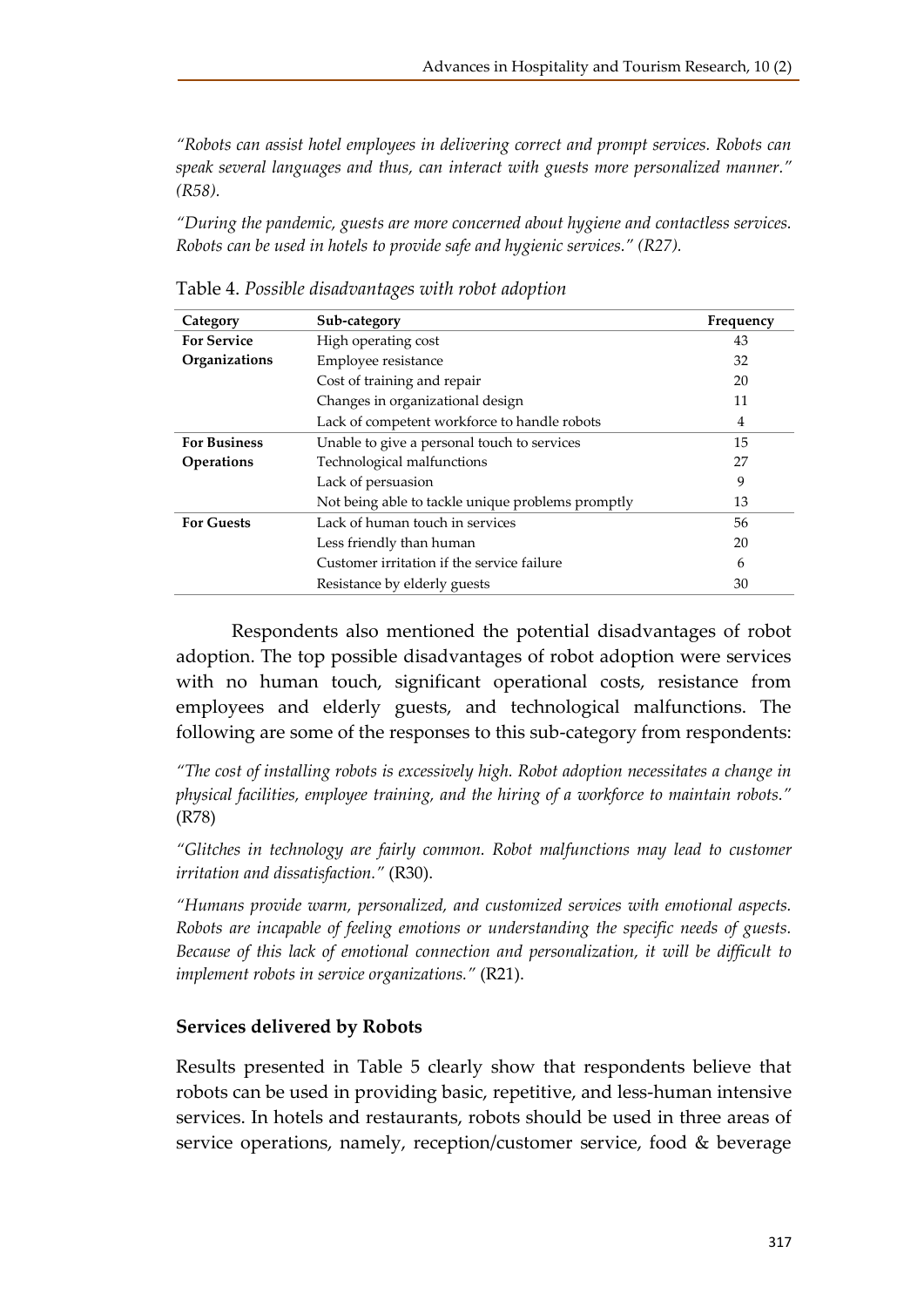*"Robots can assist hotel employees in delivering correct and prompt services. Robots can speak several languages and thus, can interact with guests more personalized manner." (R58).*

*"During the pandemic, guests are more concerned about hygiene and contactless services. Robots can be used in hotels to provide safe and hygienic services." (R27).*

Table 4. *Possible disadvantages with robot adoption*

| Category | Sub-category | Frequency |
|---|---|---|
| **For Service Organizations** | High operating cost | 43 |
| | Employee resistance | 32 |
| | Cost of training and repair | 20 |
| | Changes in organizational design | 11 |
| | Lack of competent workforce to handle robots | 4 |
| **For Business Operations** | Unable to give a personal touch to services | 15 |
| | Technological malfunctions | 27 |
| | Lack of persuasion | 9 |
| | Not being able to tackle unique problems promptly | 13 |
| **For Guests** | Lack of human touch in services | 56 |
| | Less friendly than human | 20 |
| | Customer irritation if the service failure | 6 |
| | Resistance by elderly guests | 30 |

Respondents also mentioned the potential disadvantages of robot adoption. The top possible disadvantages of robot adoption were services with no human touch, significant operational costs, resistance from employees and elderly guests, and technological malfunctions. The following are some of the responses to this sub-category from respondents:

*"The cost of installing robots is excessively high. Robot adoption necessitates a change in physical facilities, employee training, and the hiring of a workforce to maintain robots."* (R78)

*"Glitches in technology are fairly common. Robot malfunctions may lead to customer irritation and dissatisfaction."* (R30).

*"Humans provide warm, personalized, and customized services with emotional aspects. Robots are incapable of feeling emotions or understanding the specific needs of guests. Because of this lack of emotional connection and personalization, it will be difficult to implement robots in service organizations."* (R21).

## Services delivered by Robots

Results presented in Table 5 clearly show that respondents believe that robots can be used in providing basic, repetitive, and less-human intensive services. In hotels and restaurants, robots should be used in three areas of service operations, namely, reception/customer service, food & beverage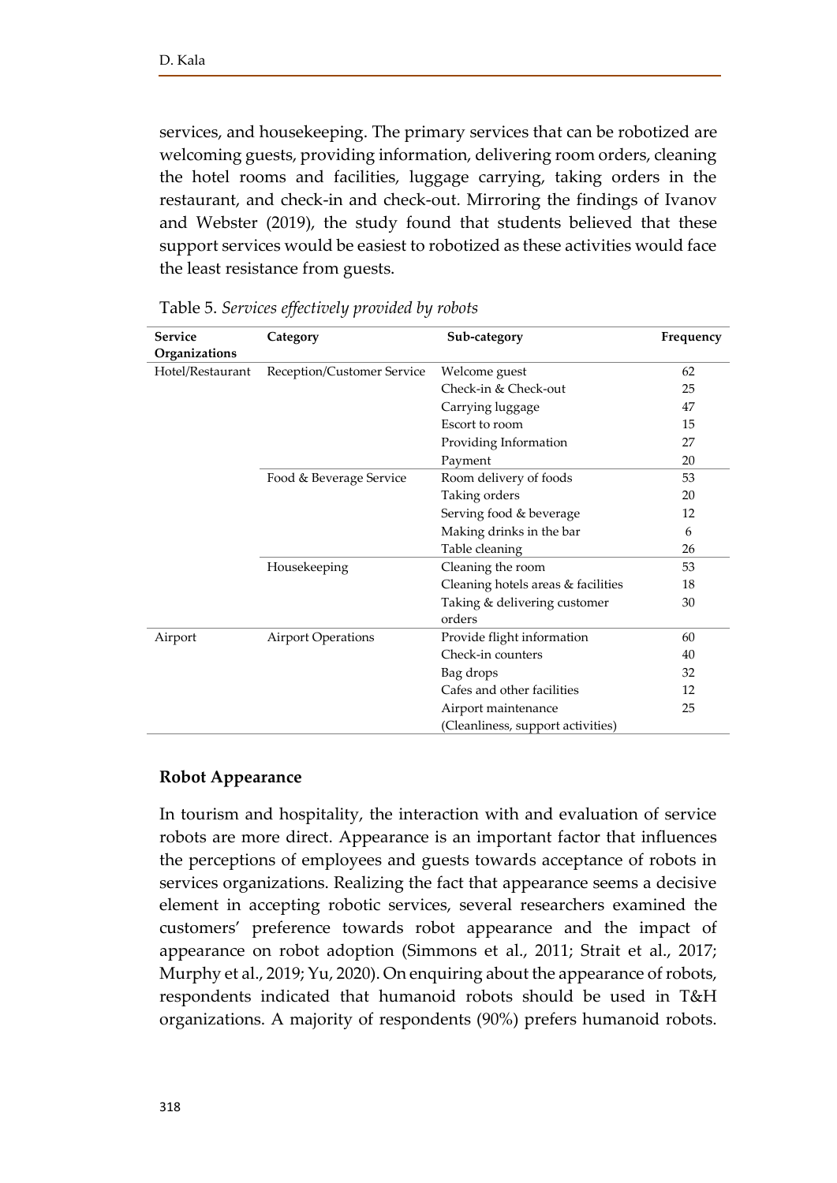services, and housekeeping. The primary services that can be robotized are welcoming guests, providing information, delivering room orders, cleaning the hotel rooms and facilities, luggage carrying, taking orders in the restaurant, and check-in and check-out. Mirroring the findings of Ivanov and Webster (2019), the study found that students believed that these support services would be easiest to robotized as these activities would face the least resistance from guests.

Table 5. *Services effectively provided by robots*

| Service Organizations | Category | Sub-category | Frequency |
|---|---|---|---|
| Hotel/Restaurant | Reception/Customer Service | Welcome guest | 62 |
| | | Check-in & Check-out | 25 |
| | | Carrying luggage | 47 |
| | | Escort to room | 15 |
| | | Providing Information | 27 |
| | | Payment | 20 |
| | Food & Beverage Service | Room delivery of foods | 53 |
| | | Taking orders | 20 |
| | | Serving food & beverage | 12 |
| | | Making drinks in the bar | 6 |
| | | Table cleaning | 26 |
| | Housekeeping | Cleaning the room | 53 |
| | | Cleaning hotels areas & facilities | 18 |
| | | Taking & delivering customer orders | 30 |
| Airport | Airport Operations | Provide flight information | 60 |
| | | Check-in counters | 40 |
| | | Bag drops | 32 |
| | | Cafes and other facilities | 12 |
| | | Airport maintenance (Cleanliness, support activities) | 25 |

**Robot Appearance**

In tourism and hospitality, the interaction with and evaluation of service robots are more direct. Appearance is an important factor that influences the perceptions of employees and guests towards acceptance of robots in services organizations. Realizing the fact that appearance seems a decisive element in accepting robotic services, several researchers examined the customers' preference towards robot appearance and the impact of appearance on robot adoption (Simmons et al., 2011; Strait et al., 2017; Murphy et al., 2019; Yu, 2020). On enquiring about the appearance of robots, respondents indicated that humanoid robots should be used in T&H organizations. A majority of respondents (90%) prefers humanoid robots.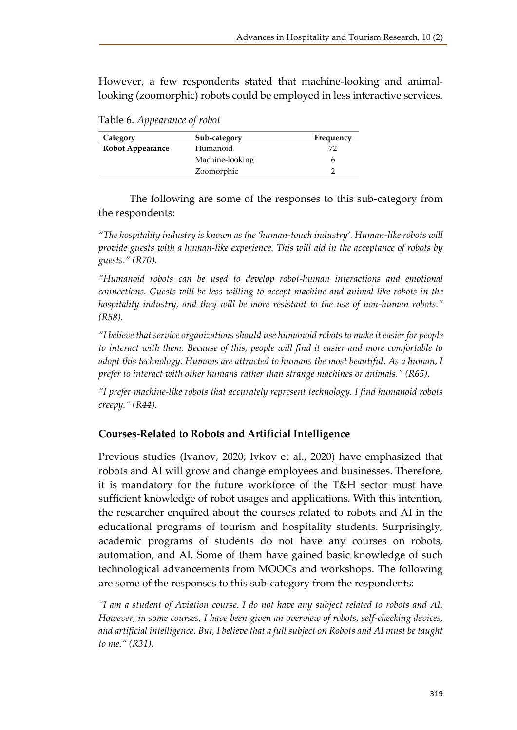However, a few respondents stated that machine-looking and animal-looking (zoomorphic) robots could be employed in less interactive services.

Table 6. *Appearance of robot*

| Category | Sub-category | Frequency |
|---|---|---|
| **Robot Appearance** | Humanoid | 72 |
| | Machine-looking | 6 |
| | Zoomorphic | 2 |

The following are some of the responses to this sub-category from the respondents:

*"The hospitality industry is known as the 'human-touch industry'. Human-like robots will provide guests with a human-like experience. This will aid in the acceptance of robots by guests." (R70).*

*"Humanoid robots can be used to develop robot-human interactions and emotional connections. Guests will be less willing to accept machine and animal-like robots in the hospitality industry, and they will be more resistant to the use of non-human robots." (R58).*

*"I believe that service organizations should use humanoid robots to make it easier for people to interact with them. Because of this, people will find it easier and more comfortable to adopt this technology. Humans are attracted to humans the most beautiful. As a human, I prefer to interact with other humans rather than strange machines or animals." (R65).*

*"I prefer machine-like robots that accurately represent technology. I find humanoid robots creepy." (R44).*

## Courses-Related to Robots and Artificial Intelligence

Previous studies (Ivanov, 2020; Ivkov et al., 2020) have emphasized that robots and AI will grow and change employees and businesses. Therefore, it is mandatory for the future workforce of the T&H sector must have sufficient knowledge of robot usages and applications. With this intention, the researcher enquired about the courses related to robots and AI in the educational programs of tourism and hospitality students. Surprisingly, academic programs of students do not have any courses on robots, automation, and AI. Some of them have gained basic knowledge of such technological advancements from MOOCs and workshops. The following are some of the responses to this sub-category from the respondents:

*"I am a student of Aviation course. I do not have any subject related to robots and AI. However, in some courses, I have been given an overview of robots, self-checking devices, and artificial intelligence. But, I believe that a full subject on Robots and AI must be taught to me." (R31).*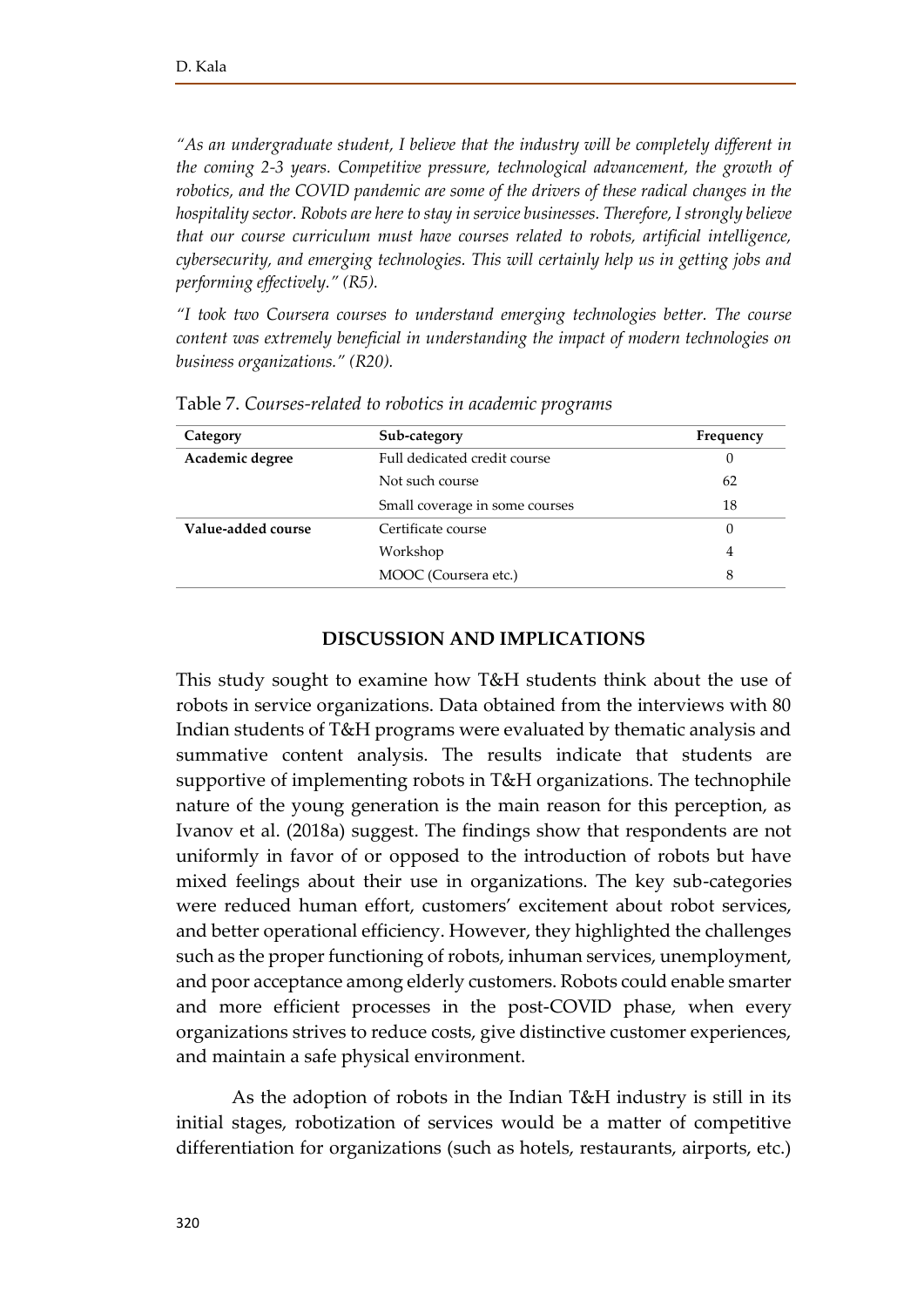*"As an undergraduate student, I believe that the industry will be completely different in the coming 2-3 years. Competitive pressure, technological advancement, the growth of robotics, and the COVID pandemic are some of the drivers of these radical changes in the hospitality sector. Robots are here to stay in service businesses. Therefore, I strongly believe that our course curriculum must have courses related to robots, artificial intelligence, cybersecurity, and emerging technologies. This will certainly help us in getting jobs and performing effectively." (R5).*

*"I took two Coursera courses to understand emerging technologies better. The course content was extremely beneficial in understanding the impact of modern technologies on business organizations." (R20).*

Table 7. *Courses-related to robotics in academic programs*

| Category | Sub-category | Frequency |
|---|---|---|
| **Academic degree** | Full dedicated credit course | 0 |
| | Not such course | 62 |
| | Small coverage in some courses | 18 |
| **Value-added course** | Certificate course | 0 |
| | Workshop | 4 |
| | MOOC (Coursera etc.) | 8 |

## DISCUSSION AND IMPLICATIONS

This study sought to examine how T&H students think about the use of robots in service organizations. Data obtained from the interviews with 80 Indian students of T&H programs were evaluated by thematic analysis and summative content analysis. The results indicate that students are supportive of implementing robots in T&H organizations. The technophile nature of the young generation is the main reason for this perception, as Ivanov et al. (2018a) suggest. The findings show that respondents are not uniformly in favor of or opposed to the introduction of robots but have mixed feelings about their use in organizations. The key sub-categories were reduced human effort, customers' excitement about robot services, and better operational efficiency. However, they highlighted the challenges such as the proper functioning of robots, inhuman services, unemployment, and poor acceptance among elderly customers. Robots could enable smarter and more efficient processes in the post-COVID phase, when every organizations strives to reduce costs, give distinctive customer experiences, and maintain a safe physical environment.

As the adoption of robots in the Indian T&H industry is still in its initial stages, robotization of services would be a matter of competitive differentiation for organizations (such as hotels, restaurants, airports, etc.)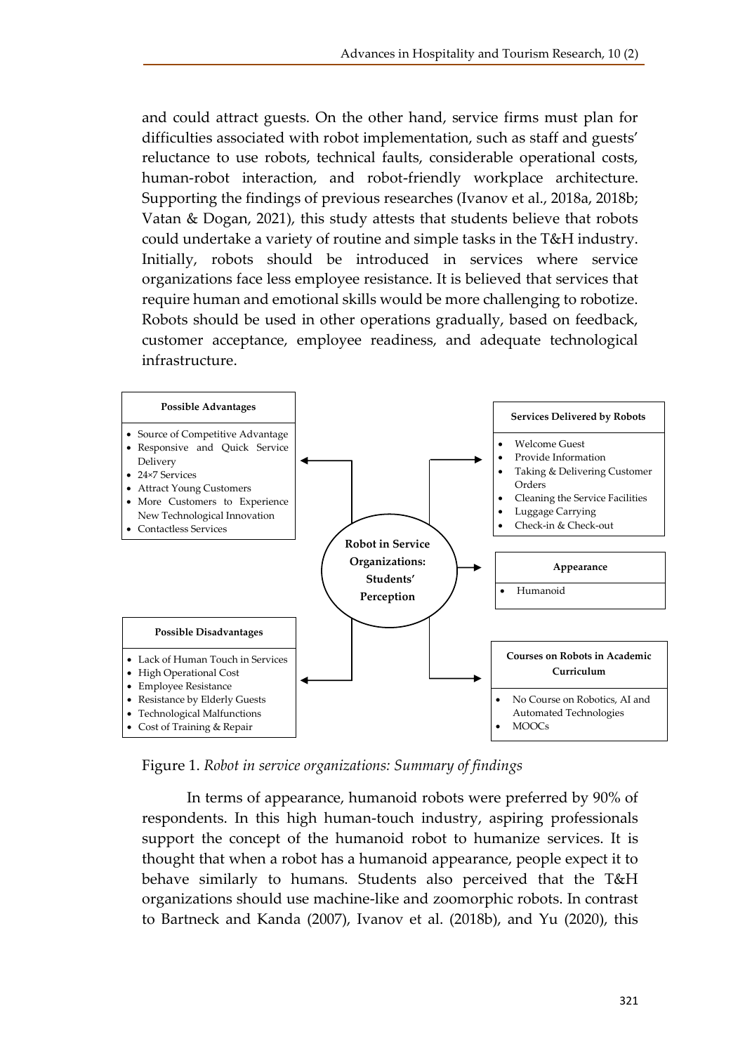and could attract guests. On the other hand, service firms must plan for difficulties associated with robot implementation, such as staff and guests' reluctance to use robots, technical faults, considerable operational costs, human-robot interaction, and robot-friendly workplace architecture. Supporting the findings of previous researches (Ivanov et al., 2018a, 2018b; Vatan & Dogan, 2021), this study attests that students believe that robots could undertake a variety of routine and simple tasks in the T&H industry. Initially, robots should be introduced in services where service organizations face less employee resistance. It is believed that services that require human and emotional skills would be more challenging to robotize. Robots should be used in other operations gradually, based on feedback, customer acceptance, employee readiness, and adequate technological infrastructure.

**Robot in Service Organizations: Students' Perception**

**Possible Advantages**

- Source of Competitive Advantage
- Responsive and Quick Service Delivery
- 24×7 Services
- Attract Young Customers
- More Customers to Experience New Technological Innovation
- Contactless Services

**Services Delivered by Robots**

- Welcome Guest
- Provide Information
- Taking & Delivering Customer Orders
- Cleaning the Service Facilities
- Luggage Carrying
- Check-in & Check-out

**Appearance**

- Humanoid

**Possible Disadvantages**

- Lack of Human Touch in Services
- High Operational Cost
- Employee Resistance
- Resistance by Elderly Guests
- Technological Malfunctions
- Cost of Training & Repair

**Courses on Robots in Academic Curriculum**

- No Course on Robotics, AI and Automated Technologies
- MOOCs

Figure 1. *Robot in service organizations: Summary of findings*

In terms of appearance, humanoid robots were preferred by 90% of respondents. In this high human-touch industry, aspiring professionals support the concept of the humanoid robot to humanize services. It is thought that when a robot has a humanoid appearance, people expect it to behave similarly to humans. Students also perceived that the T&H organizations should use machine-like and zoomorphic robots. In contrast to Bartneck and Kanda (2007), Ivanov et al. (2018b), and Yu (2020), this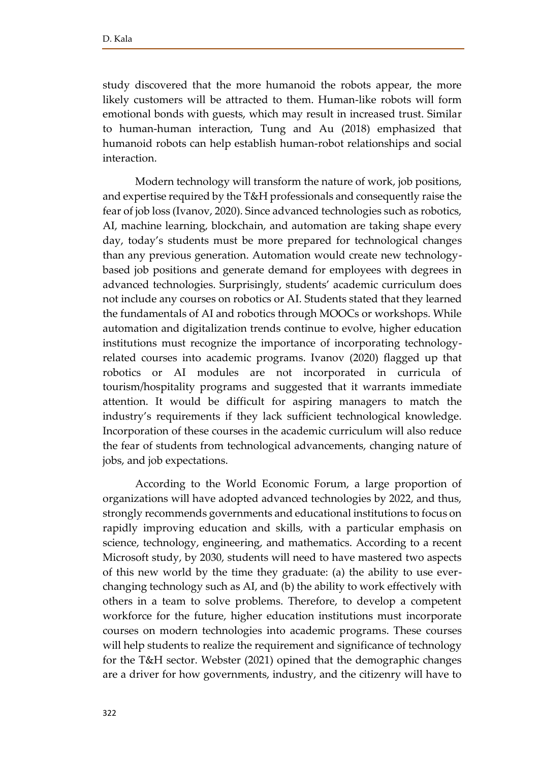study discovered that the more humanoid the robots appear, the more likely customers will be attracted to them. Human-like robots will form emotional bonds with guests, which may result in increased trust. Similar to human-human interaction, Tung and Au (2018) emphasized that humanoid robots can help establish human-robot relationships and social interaction.

Modern technology will transform the nature of work, job positions, and expertise required by the T&H professionals and consequently raise the fear of job loss (Ivanov, 2020). Since advanced technologies such as robotics, AI, machine learning, blockchain, and automation are taking shape every day, today's students must be more prepared for technological changes than any previous generation. Automation would create new technology-based job positions and generate demand for employees with degrees in advanced technologies. Surprisingly, students' academic curriculum does not include any courses on robotics or AI. Students stated that they learned the fundamentals of AI and robotics through MOOCs or workshops. While automation and digitalization trends continue to evolve, higher education institutions must recognize the importance of incorporating technology-related courses into academic programs. Ivanov (2020) flagged up that robotics or AI modules are not incorporated in curricula of tourism/hospitality programs and suggested that it warrants immediate attention. It would be difficult for aspiring managers to match the industry's requirements if they lack sufficient technological knowledge. Incorporation of these courses in the academic curriculum will also reduce the fear of students from technological advancements, changing nature of jobs, and job expectations.

According to the World Economic Forum, a large proportion of organizations will have adopted advanced technologies by 2022, and thus, strongly recommends governments and educational institutions to focus on rapidly improving education and skills, with a particular emphasis on science, technology, engineering, and mathematics. According to a recent Microsoft study, by 2030, students will need to have mastered two aspects of this new world by the time they graduate: (a) the ability to use ever-changing technology such as AI, and (b) the ability to work effectively with others in a team to solve problems. Therefore, to develop a competent workforce for the future, higher education institutions must incorporate courses on modern technologies into academic programs. These courses will help students to realize the requirement and significance of technology for the T&H sector. Webster (2021) opined that the demographic changes are a driver for how governments, industry, and the citizenry will have to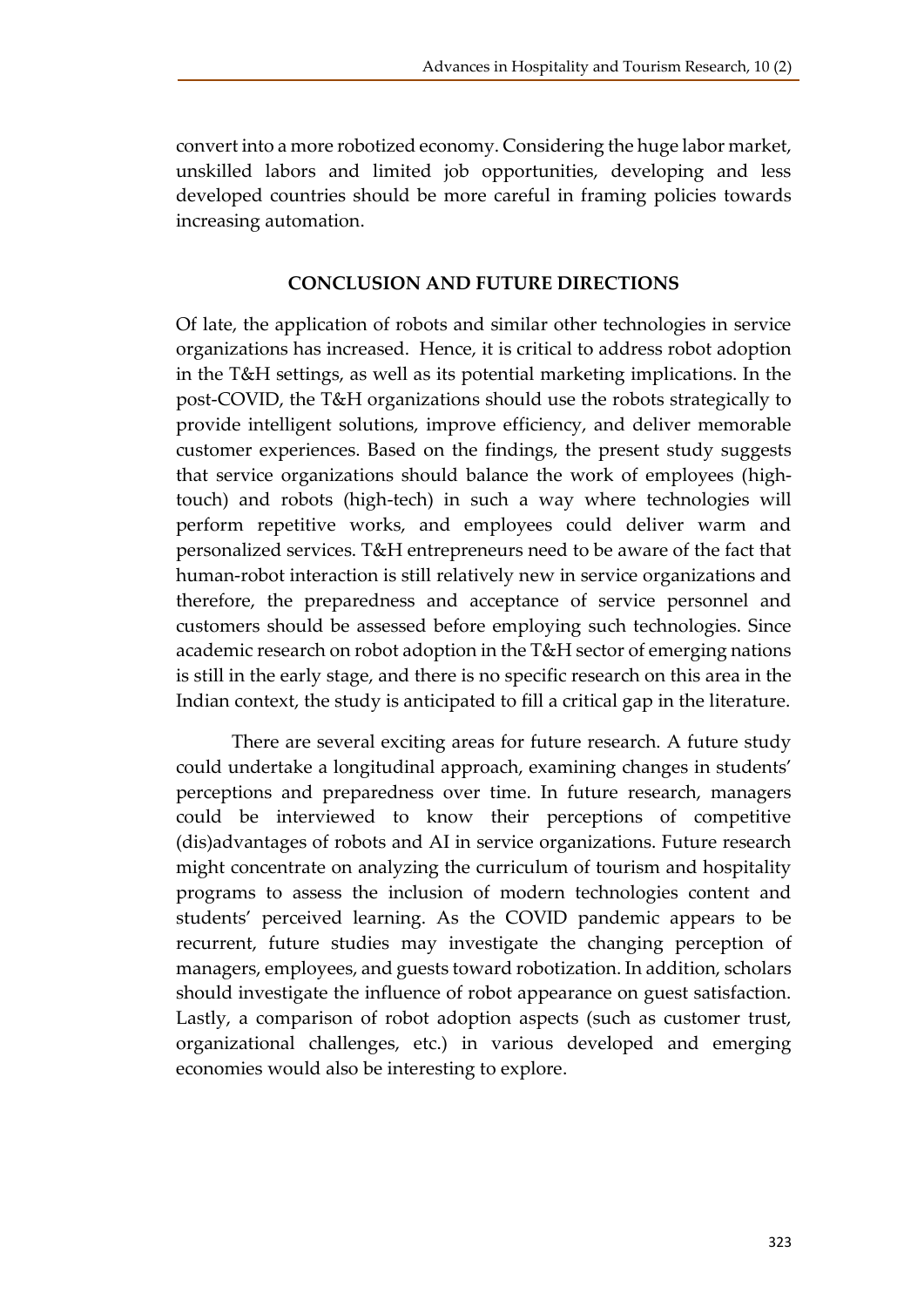convert into a more robotized economy. Considering the huge labor market, unskilled labors and limited job opportunities, developing and less developed countries should be more careful in framing policies towards increasing automation.

## CONCLUSION AND FUTURE DIRECTIONS

Of late, the application of robots and similar other technologies in service organizations has increased. Hence, it is critical to address robot adoption in the T&H settings, as well as its potential marketing implications. In the post-COVID, the T&H organizations should use the robots strategically to provide intelligent solutions, improve efficiency, and deliver memorable customer experiences. Based on the findings, the present study suggests that service organizations should balance the work of employees (high-touch) and robots (high-tech) in such a way where technologies will perform repetitive works, and employees could deliver warm and personalized services. T&H entrepreneurs need to be aware of the fact that human-robot interaction is still relatively new in service organizations and therefore, the preparedness and acceptance of service personnel and customers should be assessed before employing such technologies. Since academic research on robot adoption in the T&H sector of emerging nations is still in the early stage, and there is no specific research on this area in the Indian context, the study is anticipated to fill a critical gap in the literature.

There are several exciting areas for future research. A future study could undertake a longitudinal approach, examining changes in students' perceptions and preparedness over time. In future research, managers could be interviewed to know their perceptions of competitive (dis)advantages of robots and AI in service organizations. Future research might concentrate on analyzing the curriculum of tourism and hospitality programs to assess the inclusion of modern technologies content and students' perceived learning. As the COVID pandemic appears to be recurrent, future studies may investigate the changing perception of managers, employees, and guests toward robotization. In addition, scholars should investigate the influence of robot appearance on guest satisfaction. Lastly, a comparison of robot adoption aspects (such as customer trust, organizational challenges, etc.) in various developed and emerging economies would also be interesting to explore.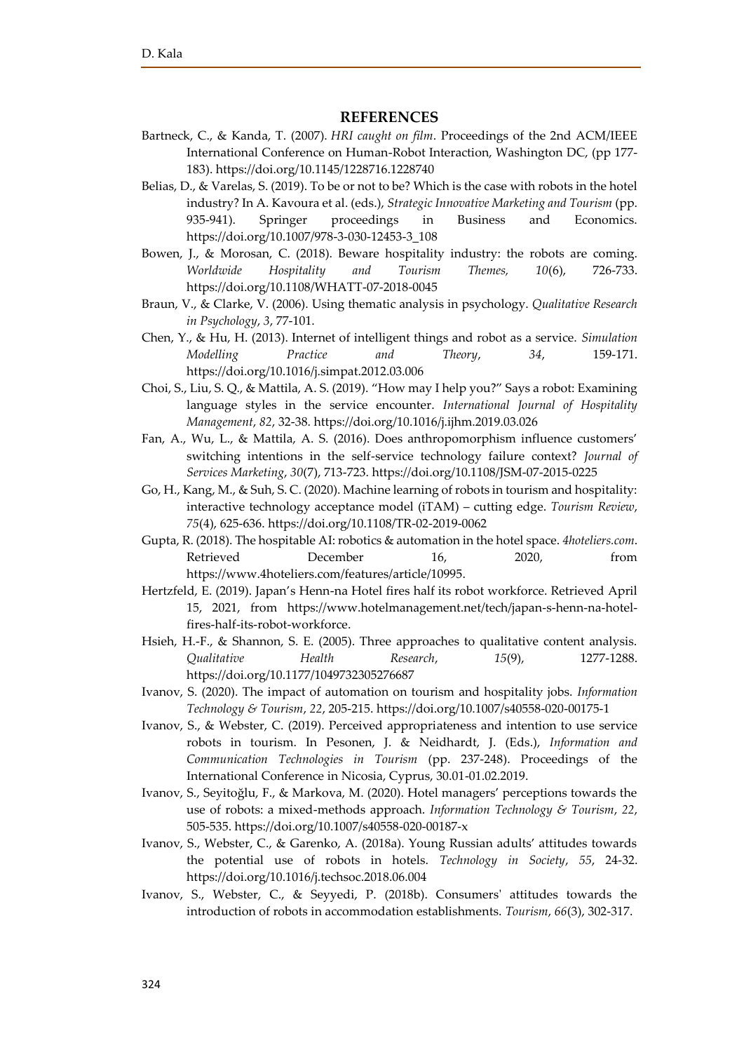## REFERENCES

Bartneck, C., & Kanda, T. (2007). *HRI caught on film*. Proceedings of the 2nd ACM/IEEE International Conference on Human-Robot Interaction, Washington DC, (pp 177-183). https://doi.org/10.1145/1228716.1228740

Belias, D., & Varelas, S. (2019). To be or not to be? Which is the case with robots in the hotel industry? In A. Kavoura et al. (eds.), *Strategic Innovative Marketing and Tourism* (pp. 935-941). Springer proceedings in Business and Economics. https://doi.org/10.1007/978-3-030-12453-3_108

Bowen, J., & Morosan, C. (2018). Beware hospitality industry: the robots are coming. *Worldwide Hospitality and Tourism Themes, 10*(6), 726-733. https://doi.org/10.1108/WHATT-07-2018-0045

Braun, V., & Clarke, V. (2006). Using thematic analysis in psychology. *Qualitative Research in Psychology*, *3*, 77-101.

Chen, Y., & Hu, H. (2013). Internet of intelligent things and robot as a service. *Simulation Modelling Practice and Theory*, *34*, 159-171. https://doi.org/10.1016/j.simpat.2012.03.006

Choi, S., Liu, S. Q., & Mattila, A. S. (2019). "How may I help you?" Says a robot: Examining language styles in the service encounter. *International Journal of Hospitality Management*, *82*, 32-38. https://doi.org/10.1016/j.ijhm.2019.03.026

Fan, A., Wu, L., & Mattila, A. S. (2016). Does anthropomorphism influence customers' switching intentions in the self-service technology failure context? *Journal of Services Marketing*, *30*(7), 713-723. https://doi.org/10.1108/JSM-07-2015-0225

Go, H., Kang, M., & Suh, S. C. (2020). Machine learning of robots in tourism and hospitality: interactive technology acceptance model (iTAM) – cutting edge. *Tourism Review*, *75*(4), 625-636. https://doi.org/10.1108/TR-02-2019-0062

Gupta, R. (2018). The hospitable AI: robotics & automation in the hotel space. *4hoteliers.com*. Retrieved December 16, 2020, from https://www.4hoteliers.com/features/article/10995.

Hertzfeld, E. (2019). Japan's Henn-na Hotel fires half its robot workforce. Retrieved April 15, 2021, from https://www.hotelmanagement.net/tech/japan-s-henn-na-hotel-fires-half-its-robot-workforce.

Hsieh, H.-F., & Shannon, S. E. (2005). Three approaches to qualitative content analysis. *Qualitative Health Research*, *15*(9), 1277-1288. https://doi.org/10.1177/1049732305276687

Ivanov, S. (2020). The impact of automation on tourism and hospitality jobs. *Information Technology & Tourism*, *22*, 205-215. https://doi.org/10.1007/s40558-020-00175-1

Ivanov, S., & Webster, C. (2019). Perceived appropriateness and intention to use service robots in tourism. In Pesonen, J. & Neidhardt, J. (Eds.), *Information and Communication Technologies in Tourism* (pp. 237-248). Proceedings of the International Conference in Nicosia, Cyprus, 30.01-01.02.2019.

Ivanov, S., Seyitoğlu, F., & Markova, M. (2020). Hotel managers' perceptions towards the use of robots: a mixed-methods approach. *Information Technology & Tourism*, *22*, 505-535. https://doi.org/10.1007/s40558-020-00187-x

Ivanov, S., Webster, C., & Garenko, A. (2018a). Young Russian adults' attitudes towards the potential use of robots in hotels. *Technology in Society*, *55*, 24-32. https://doi.org/10.1016/j.techsoc.2018.06.004

Ivanov, S., Webster, C., & Seyyedi, P. (2018b). Consumers' attitudes towards the introduction of robots in accommodation establishments. *Tourism*, *66*(3), 302-317.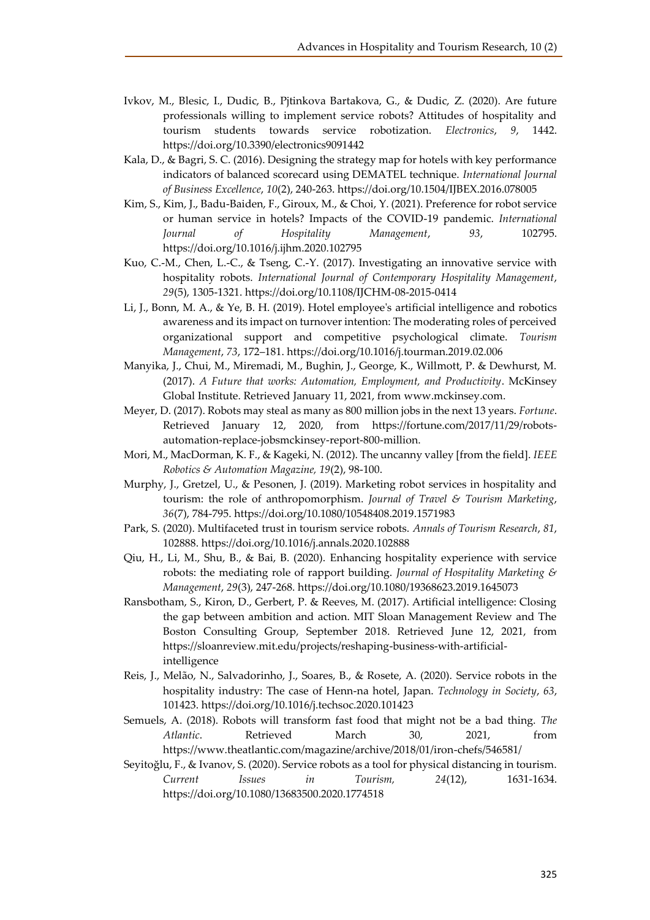Ivkov, M., Blesic, I., Dudic, B., Pjtinkova Bartakova, G., & Dudic, Z. (2020). Are future professionals willing to implement service robots? Attitudes of hospitality and tourism students towards service robotization. *Electronics*, *9*, 1442. https://doi.org/10.3390/electronics9091442

Kala, D., & Bagri, S. C. (2016). Designing the strategy map for hotels with key performance indicators of balanced scorecard using DEMATEL technique. *International Journal of Business Excellence*, *10*(2), 240-263. https://doi.org/10.1504/IJBEX.2016.078005

Kim, S., Kim, J., Badu-Baiden, F., Giroux, M., & Choi, Y. (2021). Preference for robot service or human service in hotels? Impacts of the COVID-19 pandemic. *International Journal of Hospitality Management*, *93*, 102795. https://doi.org/10.1016/j.ijhm.2020.102795

Kuo, C.-M., Chen, L.-C., & Tseng, C.-Y. (2017). Investigating an innovative service with hospitality robots. *International Journal of Contemporary Hospitality Management*, *29*(5), 1305-1321. https://doi.org/10.1108/IJCHM-08-2015-0414

Li, J., Bonn, M. A., & Ye, B. H. (2019). Hotel employee's artificial intelligence and robotics awareness and its impact on turnover intention: The moderating roles of perceived organizational support and competitive psychological climate. *Tourism Management*, *73*, 172–181. https://doi.org/10.1016/j.tourman.2019.02.006

Manyika, J., Chui, M., Miremadi, M., Bughin, J., George, K., Willmott, P. & Dewhurst, M. (2017). *A Future that works: Automation, Employment, and Productivity*. McKinsey Global Institute. Retrieved January 11, 2021, from www.mckinsey.com.

Meyer, D. (2017). Robots may steal as many as 800 million jobs in the next 13 years. *Fortune*. Retrieved January 12, 2020, from https://fortune.com/2017/11/29/robots-automation-replace-jobsmckinsey-report-800-million.

Mori, M., MacDorman, K. F., & Kageki, N. (2012). The uncanny valley [from the field]. *IEEE Robotics & Automation Magazine, 19*(2), 98-100.

Murphy, J., Gretzel, U., & Pesonen, J. (2019). Marketing robot services in hospitality and tourism: the role of anthropomorphism. *Journal of Travel & Tourism Marketing*, *36*(7), 784-795. https://doi.org/10.1080/10548408.2019.1571983

Park, S. (2020). Multifaceted trust in tourism service robots. *Annals of Tourism Research*, *81*, 102888. https://doi.org/10.1016/j.annals.2020.102888

Qiu, H., Li, M., Shu, B., & Bai, B. (2020). Enhancing hospitality experience with service robots: the mediating role of rapport building. *Journal of Hospitality Marketing & Management*, *29*(3), 247-268. https://doi.org/10.1080/19368623.2019.1645073

Ransbotham, S., Kiron, D., Gerbert, P. & Reeves, M. (2017). Artificial intelligence: Closing the gap between ambition and action. MIT Sloan Management Review and The Boston Consulting Group, September 2018. Retrieved June 12, 2021, from https://sloanreview.mit.edu/projects/reshaping-business-with-artificial-intelligence

Reis, J., Melão, N., Salvadorinho, J., Soares, B., & Rosete, A. (2020). Service robots in the hospitality industry: The case of Henn-na hotel, Japan. *Technology in Society*, *63*, 101423. https://doi.org/10.1016/j.techsoc.2020.101423

Semuels, A. (2018). Robots will transform fast food that might not be a bad thing. *The Atlantic*. Retrieved March 30, 2021, from https://www.theatlantic.com/magazine/archive/2018/01/iron-chefs/546581/

Seyitoğlu, F., & Ivanov, S. (2020). Service robots as a tool for physical distancing in tourism. *Current Issues in Tourism, 24*(12), 1631-1634. https://doi.org/10.1080/13683500.2020.1774518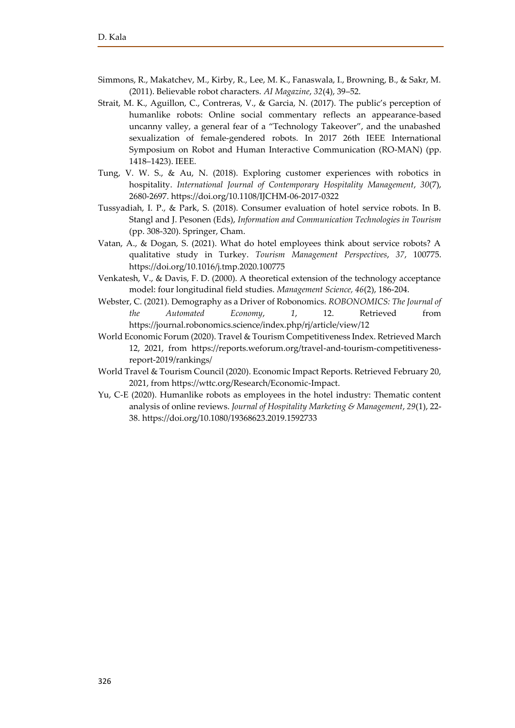Simmons, R., Makatchev, M., Kirby, R., Lee, M. K., Fanaswala, I., Browning, B., & Sakr, M. (2011). Believable robot characters. *AI Magazine*, *32*(4), 39–52.

Strait, M. K., Aguillon, C., Contreras, V., & Garcia, N. (2017). The public's perception of humanlike robots: Online social commentary reflects an appearance-based uncanny valley, a general fear of a "Technology Takeover", and the unabashed sexualization of female-gendered robots. In 2017 26th IEEE International Symposium on Robot and Human Interactive Communication (RO-MAN) (pp. 1418–1423). IEEE.

Tung, V. W. S., & Au, N. (2018). Exploring customer experiences with robotics in hospitality. *International Journal of Contemporary Hospitality Management*, *30*(7), 2680-2697. https://doi.org/10.1108/IJCHM-06-2017-0322

Tussyadiah, I. P., & Park, S. (2018). Consumer evaluation of hotel service robots. In B. Stangl and J. Pesonen (Eds), *Information and Communication Technologies in Tourism* (pp. 308-320). Springer, Cham.

Vatan, A., & Dogan, S. (2021). What do hotel employees think about service robots? A qualitative study in Turkey. *Tourism Management Perspectives*, *37*, 100775. https://doi.org/10.1016/j.tmp.2020.100775

Venkatesh, V., & Davis, F. D. (2000). A theoretical extension of the technology acceptance model: four longitudinal field studies. *Management Science, 46*(2), 186-204.

Webster, C. (2021). Demography as a Driver of Robonomics. *ROBONOMICS: The Journal of the Automated Economy*, *1*, 12. Retrieved from https://journal.robonomics.science/index.php/rj/article/view/12

World Economic Forum (2020). Travel & Tourism Competitiveness Index. Retrieved March 12, 2021, from https://reports.weforum.org/travel-and-tourism-competitiveness-report-2019/rankings/

World Travel & Tourism Council (2020). Economic Impact Reports. Retrieved February 20, 2021, from https://wttc.org/Research/Economic-Impact.

Yu, C-E (2020). Humanlike robots as employees in the hotel industry: Thematic content analysis of online reviews. *Journal of Hospitality Marketing & Management*, *29*(1), 22-38. https://doi.org/10.1080/19368623.2019.1592733